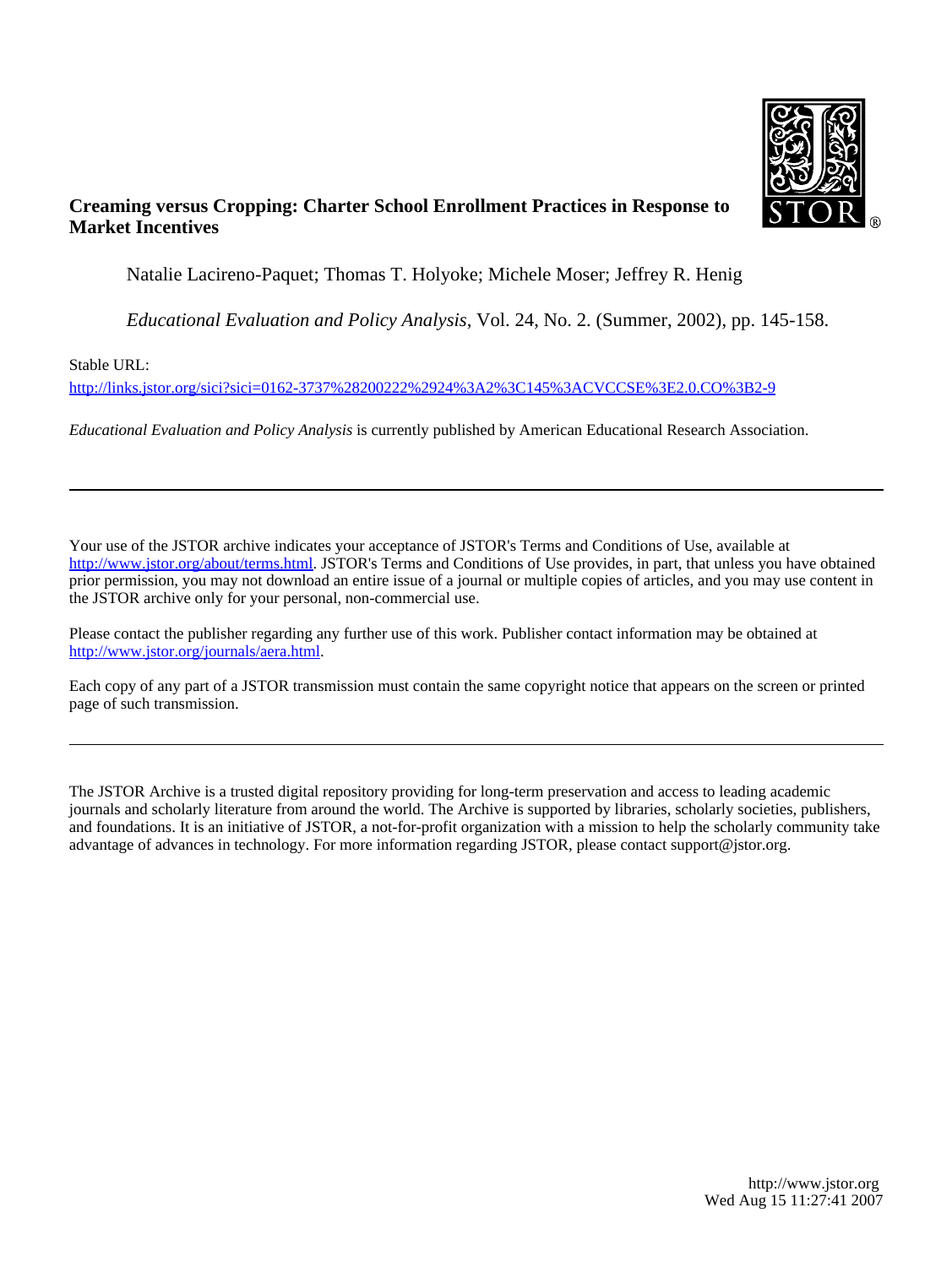**Creaming versus Cropping: Charter School Enrollment Practices in Response to Market Incentives**

Natalie Lacireno-Paquet; Thomas T. Holyoke; Michele Moser; Jeffrey R. Henig

*Educational Evaluation and Policy Analysis*, Vol. 24, No. 2. (Summer, 2002), pp. 145-158.

Stable URL:

http://links.jstor.org/sici?sici=0162-3737%28200222%2924%3A2%3C145%3ACVCCSE%3E2.0.CO%3B2-9

*Educational Evaluation and Policy Analysis* is currently published by American Educational Research Association.

---

Your use of the JSTOR archive indicates your acceptance of JSTOR's Terms and Conditions of Use, available at http://www.jstor.org/about/terms.html. JSTOR's Terms and Conditions of Use provides, in part, that unless you have obtained prior permission, you may not download an entire issue of a journal or multiple copies of articles, and you may use content in the JSTOR archive only for your personal, non-commercial use.

Please contact the publisher regarding any further use of this work. Publisher contact information may be obtained at http://www.jstor.org/journals/aera.html.

Each copy of any part of a JSTOR transmission must contain the same copyright notice that appears on the screen or printed page of such transmission.

---

The JSTOR Archive is a trusted digital repository providing for long-term preservation and access to leading academic journals and scholarly literature from around the world. The Archive is supported by libraries, scholarly societies, publishers, and foundations. It is an initiative of JSTOR, a not-for-profit organization with a mission to help the scholarly community take advantage of advances in technology. For more information regarding JSTOR, please contact support@jstor.org.

http://www.jstor.org
Wed Aug 15 11:27:41 2007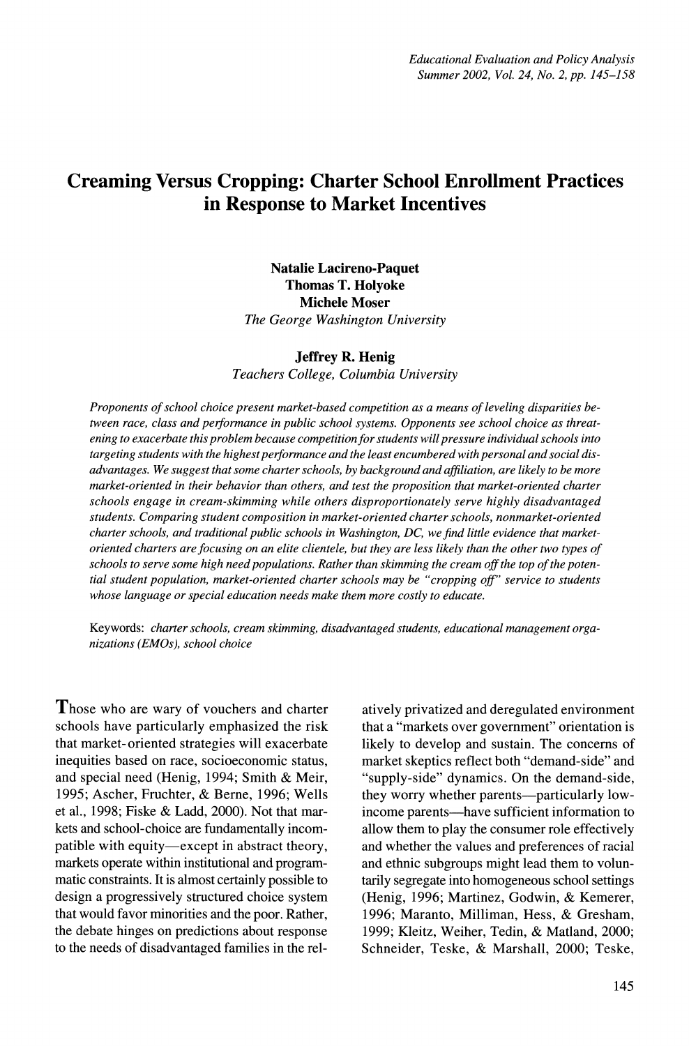# Creaming Versus Cropping: Charter School Enrollment Practices in Response to Market Incentives

**Natalie Lacireno-Paquet**
**Thomas T. Holyoke**
**Michele Moser**
*The George Washington University*

**Jeffrey R. Henig**
*Teachers College, Columbia University*

*Proponents of school choice present market-based competition as a means of leveling disparities between race, class and performance in public school systems. Opponents see school choice as threatening to exacerbate this problem because competition for students will pressure individual schools into targeting students with the highest performance and the least encumbered with personal and social disadvantages. We suggest that some charter schools, by background and affiliation, are likely to be more market-oriented in their behavior than others, and test the proposition that market-oriented charter schools engage in cream-skimming while others disproportionately serve highly disadvantaged students. Comparing student composition in market-oriented charter schools, nonmarket-oriented charter schools, and traditional public schools in Washington, DC, we find little evidence that market-oriented charters are focusing on an elite clientele, but they are less likely than the other two types of schools to serve some high need populations. Rather than skimming the cream off the top of the potential student population, market-oriented charter schools may be "cropping off" service to students whose language or special education needs make them more costly to educate.*

Keywords: *charter schools, cream skimming, disadvantaged students, educational management organizations (EMOs), school choice*

Those who are wary of vouchers and charter schools have particularly emphasized the risk that market-oriented strategies will exacerbate inequities based on race, socioeconomic status, and special need (Henig, 1994; Smith & Meir, 1995; Ascher, Fruchter, & Berne, 1996; Wells et al., 1998; Fiske & Ladd, 2000). Not that markets and school-choice are fundamentally incompatible with equity—except in abstract theory, markets operate within institutional and programmatic constraints. It is almost certainly possible to design a progressively structured choice system that would favor minorities and the poor. Rather, the debate hinges on predictions about response to the needs of disadvantaged families in the relatively privatized and deregulated environment that a "markets over government" orientation is likely to develop and sustain. The concerns of market skeptics reflect both "demand-side" and "supply-side" dynamics. On the demand-side, they worry whether parents—particularly low-income parents—have sufficient information to allow them to play the consumer role effectively and whether the values and preferences of racial and ethnic subgroups might lead them to voluntarily segregate into homogeneous school settings (Henig, 1996; Martinez, Godwin, & Kemerer, 1996; Maranto, Milliman, Hess, & Gresham, 1999; Kleitz, Weiher, Tedin, & Matland, 2000; Schneider, Teske, & Marshall, 2000; Teske,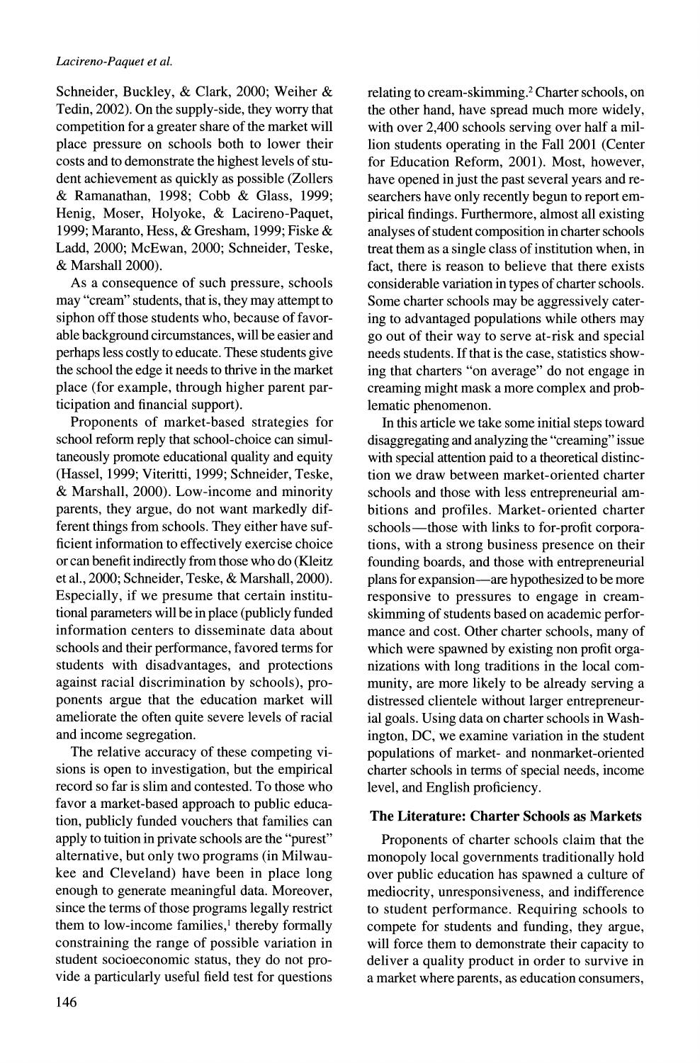Schneider, Buckley, & Clark, 2000; Weiher & Tedin, 2002). On the supply-side, they worry that competition for a greater share of the market will place pressure on schools both to lower their costs and to demonstrate the highest levels of student achievement as quickly as possible (Zollers & Ramanathan, 1998; Cobb & Glass, 1999; Henig, Moser, Holyoke, & Lacireno-Paquet, 1999; Maranto, Hess, & Gresham, 1999; Fiske & Ladd, 2000; McEwan, 2000; Schneider, Teske, & Marshall 2000).

As a consequence of such pressure, schools may "cream" students, that is, they may attempt to siphon off those students who, because of favorable background circumstances, will be easier and perhaps less costly to educate. These students give the school the edge it needs to thrive in the market place (for example, through higher parent participation and financial support).

Proponents of market-based strategies for school reform reply that school-choice can simultaneously promote educational quality and equity (Hassel, 1999; Viteritti, 1999; Schneider, Teske, & Marshall, 2000). Low-income and minority parents, they argue, do not want markedly different things from schools. They either have sufficient information to effectively exercise choice or can benefit indirectly from those who do (Kleitz et al., 2000; Schneider, Teske, & Marshall, 2000). Especially, if we presume that certain institutional parameters will be in place (publicly funded information centers to disseminate data about schools and their performance, favored terms for students with disadvantages, and protections against racial discrimination by schools), proponents argue that the education market will ameliorate the often quite severe levels of racial and income segregation.

The relative accuracy of these competing visions is open to investigation, but the empirical record so far is slim and contested. To those who favor a market-based approach to public education, publicly funded vouchers that families can apply to tuition in private schools are the "purest" alternative, but only two programs (in Milwaukee and Cleveland) have been in place long enough to generate meaningful data. Moreover, since the terms of those programs legally restrict them to low-income families,[1] thereby formally constraining the range of possible variation in student socioeconomic status, they do not provide a particularly useful field test for questions relating to cream-skimming.[2] Charter schools, on the other hand, have spread much more widely, with over 2,400 schools serving over half a million students operating in the Fall 2001 (Center for Education Reform, 2001). Most, however, have opened in just the past several years and researchers have only recently begun to report empirical findings. Furthermore, almost all existing analyses of student composition in charter schools treat them as a single class of institution when, in fact, there is reason to believe that there exists considerable variation in types of charter schools. Some charter schools may be aggressively catering to advantaged populations while others may go out of their way to serve at-risk and special needs students. If that is the case, statistics showing that charters "on average" do not engage in creaming might mask a more complex and problematic phenomenon.

In this article we take some initial steps toward disaggregating and analyzing the "creaming" issue with special attention paid to a theoretical distinction we draw between market-oriented charter schools and those with less entrepreneurial ambitions and profiles. Market-oriented charter schools—those with links to for-profit corporations, with a strong business presence on their founding boards, and those with entrepreneurial plans for expansion—are hypothesized to be more responsive to pressures to engage in cream-skimming of students based on academic performance and cost. Other charter schools, many of which were spawned by existing non profit organizations with long traditions in the local community, are more likely to be already serving a distressed clientele without larger entrepreneurial goals. Using data on charter schools in Washington, DC, we examine variation in the student populations of market- and nonmarket-oriented charter schools in terms of special needs, income level, and English proficiency.

## The Literature: Charter Schools as Markets

Proponents of charter schools claim that the monopoly local governments traditionally hold over public education has spawned a culture of mediocrity, unresponsiveness, and indifference to student performance. Requiring schools to compete for students and funding, they argue, will force them to demonstrate their capacity to deliver a quality product in order to survive in a market where parents, as education consumers,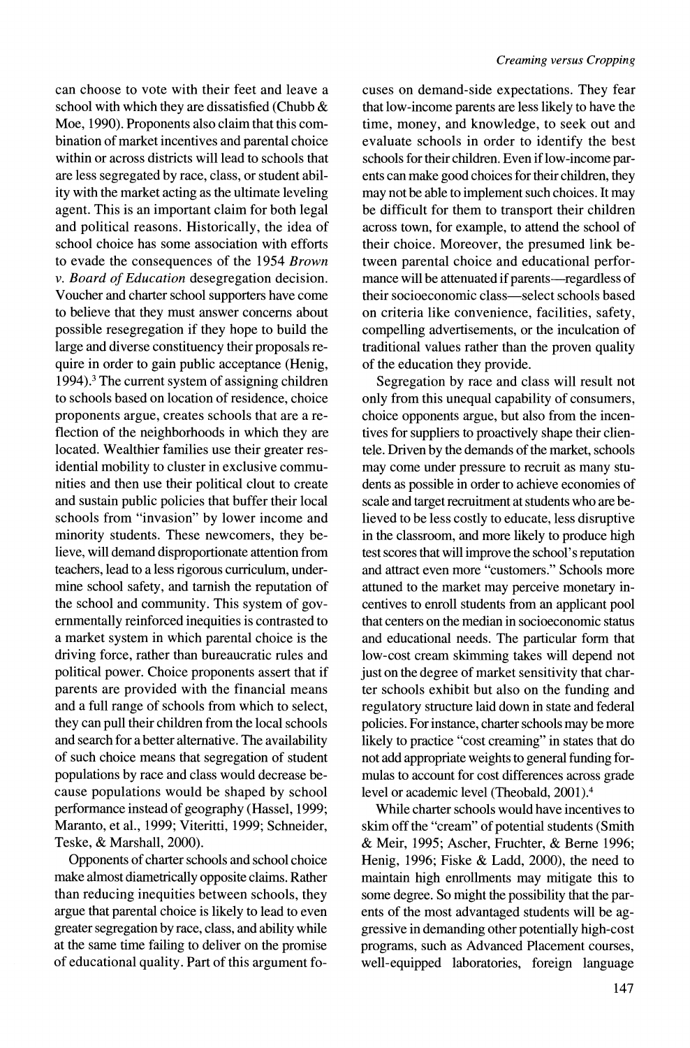can choose to vote with their feet and leave a school with which they are dissatisfied (Chubb & Moe, 1990). Proponents also claim that this combination of market incentives and parental choice within or across districts will lead to schools that are less segregated by race, class, or student ability with the market acting as the ultimate leveling agent. This is an important claim for both legal and political reasons. Historically, the idea of school choice has some association with efforts to evade the consequences of the 1954 *Brown v. Board of Education* desegregation decision. Voucher and charter school supporters have come to believe that they must answer concerns about possible resegregation if they hope to build the large and diverse constituency their proposals require in order to gain public acceptance (Henig, 1994).[3] The current system of assigning children to schools based on location of residence, choice proponents argue, creates schools that are a reflection of the neighborhoods in which they are located. Wealthier families use their greater residential mobility to cluster in exclusive communities and then use their political clout to create and sustain public policies that buffer their local schools from "invasion" by lower income and minority students. These newcomers, they believe, will demand disproportionate attention from teachers, lead to a less rigorous curriculum, undermine school safety, and tarnish the reputation of the school and community. This system of governmentally reinforced inequities is contrasted to a market system in which parental choice is the driving force, rather than bureaucratic rules and political power. Choice proponents assert that if parents are provided with the financial means and a full range of schools from which to select, they can pull their children from the local schools and search for a better alternative. The availability of such choice means that segregation of student populations by race and class would decrease because populations would be shaped by school performance instead of geography (Hassel, 1999; Maranto, et al., 1999; Viteritti, 1999; Schneider, Teske, & Marshall, 2000).

Opponents of charter schools and school choice make almost diametrically opposite claims. Rather than reducing inequities between schools, they argue that parental choice is likely to lead to even greater segregation by race, class, and ability while at the same time failing to deliver on the promise of educational quality. Part of this argument focuses on demand-side expectations. They fear that low-income parents are less likely to have the time, money, and knowledge, to seek out and evaluate schools in order to identify the best schools for their children. Even if low-income parents can make good choices for their children, they may not be able to implement such choices. It may be difficult for them to transport their children across town, for example, to attend the school of their choice. Moreover, the presumed link between parental choice and educational performance will be attenuated if parents—regardless of their socioeconomic class—select schools based on criteria like convenience, facilities, safety, compelling advertisements, or the inculcation of traditional values rather than the proven quality of the education they provide.

Segregation by race and class will result not only from this unequal capability of consumers, choice opponents argue, but also from the incentives for suppliers to proactively shape their clientele. Driven by the demands of the market, schools may come under pressure to recruit as many students as possible in order to achieve economies of scale and target recruitment at students who are believed to be less costly to educate, less disruptive in the classroom, and more likely to produce high test scores that will improve the school's reputation and attract even more "customers." Schools more attuned to the market may perceive monetary incentives to enroll students from an applicant pool that centers on the median in socioeconomic status and educational needs. The particular form that low-cost cream skimming takes will depend not just on the degree of market sensitivity that charter schools exhibit but also on the funding and regulatory structure laid down in state and federal policies. For instance, charter schools may be more likely to practice "cost creaming" in states that do not add appropriate weights to general funding formulas to account for cost differences across grade level or academic level (Theobald, 2001).[4]

While charter schools would have incentives to skim off the "cream" of potential students (Smith & Meir, 1995; Ascher, Fruchter, & Berne 1996; Henig, 1996; Fiske & Ladd, 2000), the need to maintain high enrollments may mitigate this to some degree. So might the possibility that the parents of the most advantaged students will be aggressive in demanding other potentially high-cost programs, such as Advanced Placement courses, well-equipped laboratories, foreign language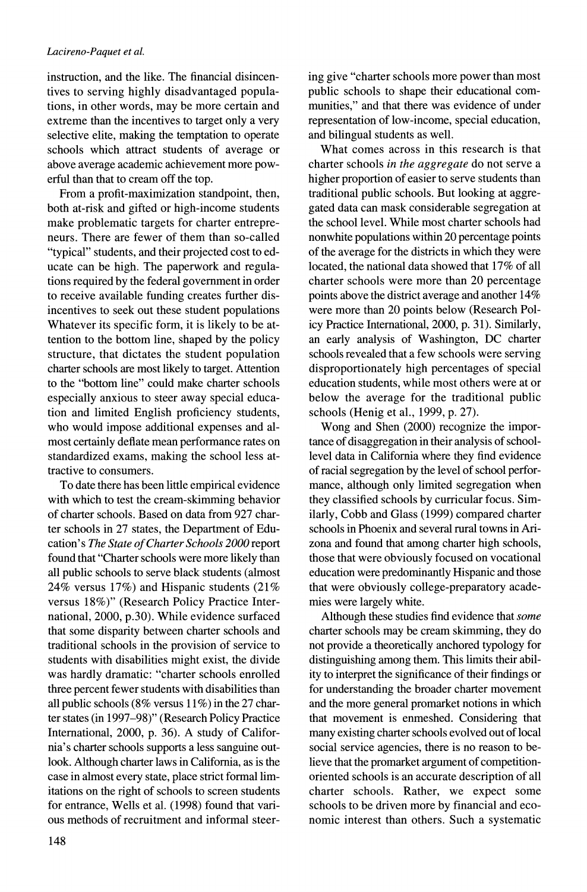instruction, and the like. The financial disincentives to serving highly disadvantaged populations, in other words, may be more certain and extreme than the incentives to target only a very selective elite, making the temptation to operate schools which attract students of average or above average academic achievement more powerful than that to cream off the top.

From a profit-maximization standpoint, then, both at-risk and gifted or high-income students make problematic targets for charter entrepreneurs. There are fewer of them than so-called "typical" students, and their projected cost to educate can be high. The paperwork and regulations required by the federal government in order to receive available funding creates further disincentives to seek out these student populations Whatever its specific form, it is likely to be attention to the bottom line, shaped by the policy structure, that dictates the student population charter schools are most likely to target. Attention to the "bottom line" could make charter schools especially anxious to steer away special education and limited English proficiency students, who would impose additional expenses and almost certainly deflate mean performance rates on standardized exams, making the school less attractive to consumers.

To date there has been little empirical evidence with which to test the cream-skimming behavior of charter schools. Based on data from 927 charter schools in 27 states, the Department of Education's *The State of Charter Schools 2000* report found that "Charter schools were more likely than all public schools to serve black students (almost 24% versus 17%) and Hispanic students (21% versus 18%)" (Research Policy Practice International, 2000, p.30). While evidence surfaced that some disparity between charter schools and traditional schools in the provision of service to students with disabilities might exist, the divide was hardly dramatic: "charter schools enrolled three percent fewer students with disabilities than all public schools (8% versus 11%) in the 27 charter states (in 1997–98)" (Research Policy Practice International, 2000, p. 36). A study of California's charter schools supports a less sanguine outlook. Although charter laws in California, as is the case in almost every state, place strict formal limitations on the right of schools to screen students for entrance, Wells et al. (1998) found that various methods of recruitment and informal steering give "charter schools more power than most public schools to shape their educational communities," and that there was evidence of under representation of low-income, special education, and bilingual students as well.

What comes across in this research is that charter schools *in the aggregate* do not serve a higher proportion of easier to serve students than traditional public schools. But looking at aggregated data can mask considerable segregation at the school level. While most charter schools had nonwhite populations within 20 percentage points of the average for the districts in which they were located, the national data showed that 17% of all charter schools were more than 20 percentage points above the district average and another 14% were more than 20 points below (Research Policy Practice International, 2000, p. 31). Similarly, an early analysis of Washington, DC charter schools revealed that a few schools were serving disproportionately high percentages of special education students, while most others were at or below the average for the traditional public schools (Henig et al., 1999, p. 27).

Wong and Shen (2000) recognize the importance of disaggregation in their analysis of school-level data in California where they find evidence of racial segregation by the level of school performance, although only limited segregation when they classified schools by curricular focus. Similarly, Cobb and Glass (1999) compared charter schools in Phoenix and several rural towns in Arizona and found that among charter high schools, those that were obviously focused on vocational education were predominantly Hispanic and those that were obviously college-preparatory academies were largely white.

Although these studies find evidence that *some* charter schools may be cream skimming, they do not provide a theoretically anchored typology for distinguishing among them. This limits their ability to interpret the significance of their findings or for understanding the broader charter movement and the more general promarket notions in which that movement is enmeshed. Considering that many existing charter schools evolved out of local social service agencies, there is no reason to believe that the promarket argument of competition-oriented schools is an accurate description of all charter schools. Rather, we expect some schools to be driven more by financial and economic interest than others. Such a systematic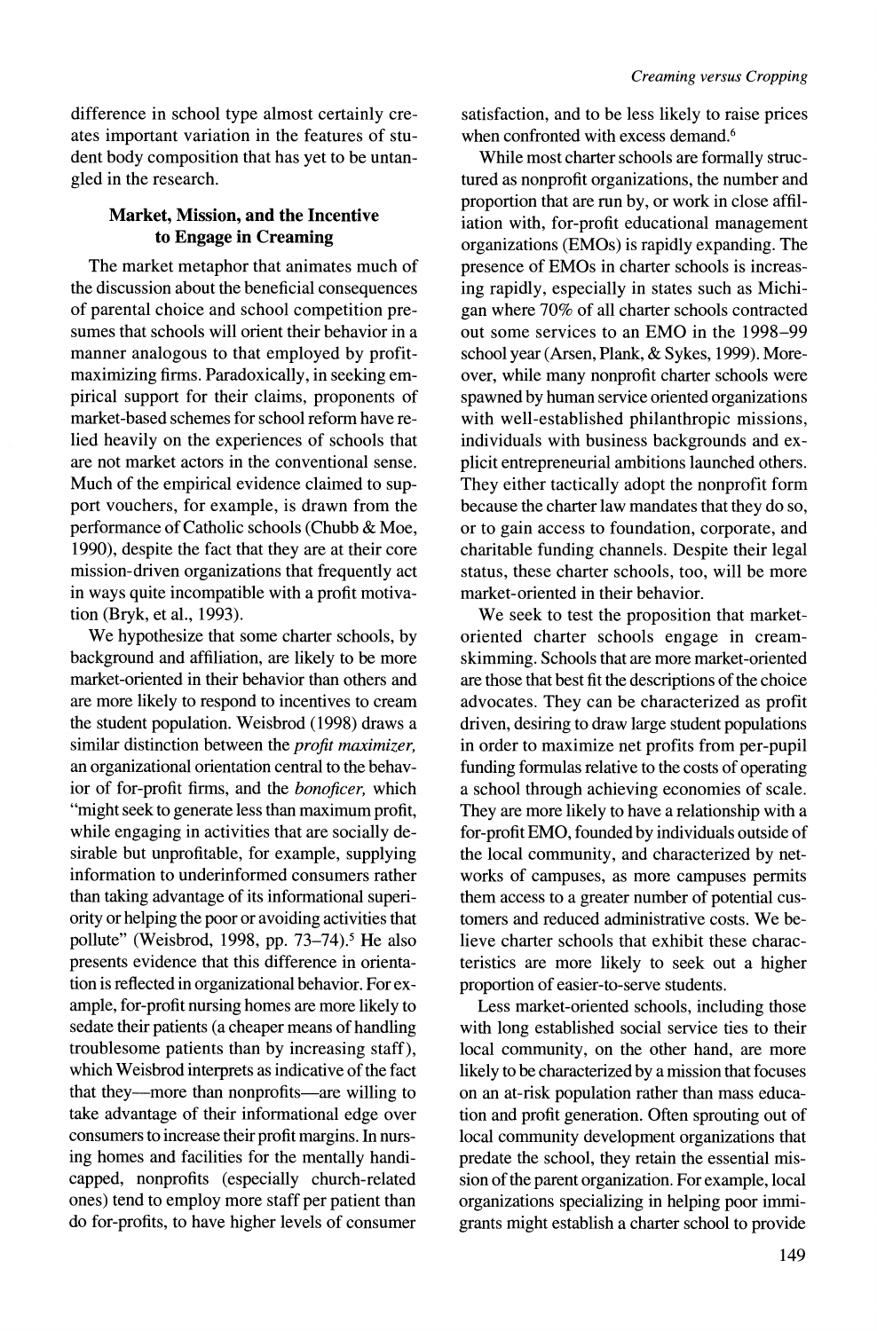difference in school type almost certainly creates important variation in the features of student body composition that has yet to be untangled in the research.

## Market, Mission, and the Incentive to Engage in Creaming

The market metaphor that animates much of the discussion about the beneficial consequences of parental choice and school competition presumes that schools will orient their behavior in a manner analogous to that employed by profit-maximizing firms. Paradoxically, in seeking empirical support for their claims, proponents of market-based schemes for school reform have relied heavily on the experiences of schools that are not market actors in the conventional sense. Much of the empirical evidence claimed to support vouchers, for example, is drawn from the performance of Catholic schools (Chubb & Moe, 1990), despite the fact that they are at their core mission-driven organizations that frequently act in ways quite incompatible with a profit motivation (Bryk, et al., 1993).

We hypothesize that some charter schools, by background and affiliation, are likely to be more market-oriented in their behavior than others and are more likely to respond to incentives to cream the student population. Weisbrod (1998) draws a similar distinction between the *profit maximizer,* an organizational orientation central to the behavior of for-profit firms, and the *bonoficer,* which "might seek to generate less than maximum profit, while engaging in activities that are socially desirable but unprofitable, for example, supplying information to underinformed consumers rather than taking advantage of its informational superiority or helping the poor or avoiding activities that pollute" (Weisbrod, 1998, pp. 73–74).[5] He also presents evidence that this difference in orientation is reflected in organizational behavior. For example, for-profit nursing homes are more likely to sedate their patients (a cheaper means of handling troublesome patients than by increasing staff), which Weisbrod interprets as indicative of the fact that they—more than nonprofits—are willing to take advantage of their informational edge over consumers to increase their profit margins. In nursing homes and facilities for the mentally handicapped, nonprofits (especially church-related ones) tend to employ more staff per patient than do for-profits, to have higher levels of consumer satisfaction, and to be less likely to raise prices when confronted with excess demand.[6]

While most charter schools are formally structured as nonprofit organizations, the number and proportion that are run by, or work in close affiliation with, for-profit educational management organizations (EMOs) is rapidly expanding. The presence of EMOs in charter schools is increasing rapidly, especially in states such as Michigan where 70% of all charter schools contracted out some services to an EMO in the 1998–99 school year (Arsen, Plank, & Sykes, 1999). Moreover, while many nonprofit charter schools were spawned by human service oriented organizations with well-established philanthropic missions, individuals with business backgrounds and explicit entrepreneurial ambitions launched others. They either tactically adopt the nonprofit form because the charter law mandates that they do so, or to gain access to foundation, corporate, and charitable funding channels. Despite their legal status, these charter schools, too, will be more market-oriented in their behavior.

We seek to test the proposition that market-oriented charter schools engage in cream-skimming. Schools that are more market-oriented are those that best fit the descriptions of the choice advocates. They can be characterized as profit driven, desiring to draw large student populations in order to maximize net profits from per-pupil funding formulas relative to the costs of operating a school through achieving economies of scale. They are more likely to have a relationship with a for-profit EMO, founded by individuals outside of the local community, and characterized by networks of campuses, as more campuses permits them access to a greater number of potential customers and reduced administrative costs. We believe charter schools that exhibit these characteristics are more likely to seek out a higher proportion of easier-to-serve students.

Less market-oriented schools, including those with long established social service ties to their local community, on the other hand, are more likely to be characterized by a mission that focuses on an at-risk population rather than mass education and profit generation. Often sprouting out of local community development organizations that predate the school, they retain the essential mission of the parent organization. For example, local organizations specializing in helping poor immigrants might establish a charter school to provide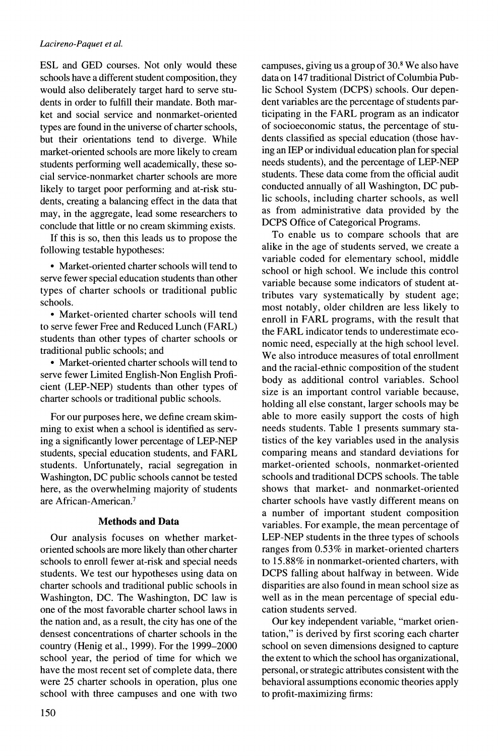ESL and GED courses. Not only would these schools have a different student composition, they would also deliberately target hard to serve students in order to fulfill their mandate. Both market and social service and nonmarket-oriented types are found in the universe of charter schools, but their orientations tend to diverge. While market-oriented schools are more likely to cream students performing well academically, these social service-nonmarket charter schools are more likely to target poor performing and at-risk students, creating a balancing effect in the data that may, in the aggregate, lead some researchers to conclude that little or no cream skimming exists.

If this is so, then this leads us to propose the following testable hypotheses:

- Market-oriented charter schools will tend to serve fewer special education students than other types of charter schools or traditional public schools.
- Market-oriented charter schools will tend to serve fewer Free and Reduced Lunch (FARL) students than other types of charter schools or traditional public schools; and
- Market-oriented charter schools will tend to serve fewer Limited English-Non English Proficient (LEP-NEP) students than other types of charter schools or traditional public schools.

For our purposes here, we define cream skimming to exist when a school is identified as serving a significantly lower percentage of LEP-NEP students, special education students, and FARL students. Unfortunately, racial segregation in Washington, DC public schools cannot be tested here, as the overwhelming majority of students are African-American.[7]

## Methods and Data

Our analysis focuses on whether market-oriented schools are more likely than other charter schools to enroll fewer at-risk and special needs students. We test our hypotheses using data on charter schools and traditional public schools in Washington, DC. The Washington, DC law is one of the most favorable charter school laws in the nation and, as a result, the city has one of the densest concentrations of charter schools in the country (Henig et al., 1999). For the 1999–2000 school year, the period of time for which we have the most recent set of complete data, there were 25 charter schools in operation, plus one school with three campuses and one with two campuses, giving us a group of 30.[8] We also have data on 147 traditional District of Columbia Public School System (DCPS) schools. Our dependent variables are the percentage of students participating in the FARL program as an indicator of socioeconomic status, the percentage of students classified as special education (those having an IEP or individual education plan for special needs students), and the percentage of LEP-NEP students. These data come from the official audit conducted annually of all Washington, DC public schools, including charter schools, as well as from administrative data provided by the DCPS Office of Categorical Programs.

To enable us to compare schools that are alike in the age of students served, we create a variable coded for elementary school, middle school or high school. We include this control variable because some indicators of student attributes vary systematically by student age; most notably, older children are less likely to enroll in FARL programs, with the result that the FARL indicator tends to underestimate economic need, especially at the high school level. We also introduce measures of total enrollment and the racial-ethnic composition of the student body as additional control variables. School size is an important control variable because, holding all else constant, larger schools may be able to more easily support the costs of high needs students. Table 1 presents summary statistics of the key variables used in the analysis comparing means and standard deviations for market-oriented schools, nonmarket-oriented schools and traditional DCPS schools. The table shows that market- and nonmarket-oriented charter schools have vastly different means on a number of important student composition variables. For example, the mean percentage of LEP-NEP students in the three types of schools ranges from 0.53% in market-oriented charters to 15.88% in nonmarket-oriented charters, with DCPS falling about halfway in between. Wide disparities are also found in mean school size as well as in the mean percentage of special education students served.

Our key independent variable, "market orientation," is derived by first scoring each charter school on seven dimensions designed to capture the extent to which the school has organizational, personal, or strategic attributes consistent with the behavioral assumptions economic theories apply to profit-maximizing firms: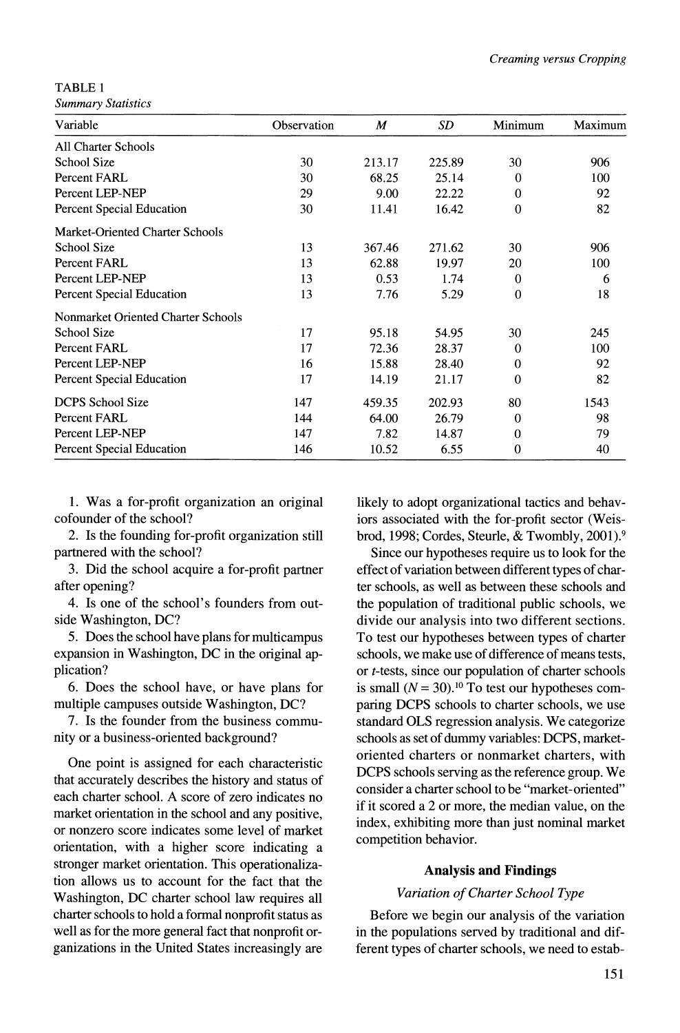TABLE 1
*Summary Statistics*

| Variable | Observation | *M* | *SD* | Minimum | Maximum |
|---|---|---|---|---|---|
| All Charter Schools | | | | | |
| School Size | 30 | 213.17 | 225.89 | 30 | 906 |
| Percent FARL | 30 | 68.25 | 25.14 | 0 | 100 |
| Percent LEP-NEP | 29 | 9.00 | 22.22 | 0 | 92 |
| Percent Special Education | 30 | 11.41 | 16.42 | 0 | 82 |
| Market-Oriented Charter Schools | | | | | |
| School Size | 13 | 367.46 | 271.62 | 30 | 906 |
| Percent FARL | 13 | 62.88 | 19.97 | 20 | 100 |
| Percent LEP-NEP | 13 | 0.53 | 1.74 | 0 | 6 |
| Percent Special Education | 13 | 7.76 | 5.29 | 0 | 18 |
| Nonmarket Oriented Charter Schools | | | | | |
| School Size | 17 | 95.18 | 54.95 | 30 | 245 |
| Percent FARL | 17 | 72.36 | 28.37 | 0 | 100 |
| Percent LEP-NEP | 16 | 15.88 | 28.40 | 0 | 92 |
| Percent Special Education | 17 | 14.19 | 21.17 | 0 | 82 |
| DCPS School Size | 147 | 459.35 | 202.93 | 80 | 1543 |
| Percent FARL | 144 | 64.00 | 26.79 | 0 | 98 |
| Percent LEP-NEP | 147 | 7.82 | 14.87 | 0 | 79 |
| Percent Special Education | 146 | 10.52 | 6.55 | 0 | 40 |

1. Was a for-profit organization an original cofounder of the school?
2. Is the founding for-profit organization still partnered with the school?
3. Did the school acquire a for-profit partner after opening?
4. Is one of the school's founders from outside Washington, DC?
5. Does the school have plans for multicampus expansion in Washington, DC in the original application?
6. Does the school have, or have plans for multiple campuses outside Washington, DC?
7. Is the founder from the business community or a business-oriented background?

One point is assigned for each characteristic that accurately describes the history and status of each charter school. A score of zero indicates no market orientation in the school and any positive, or nonzero score indicates some level of market orientation, with a higher score indicating a stronger market orientation. This operationalization allows us to account for the fact that the Washington, DC charter school law requires all charter schools to hold a formal nonprofit status as well as for the more general fact that nonprofit organizations in the United States increasingly are likely to adopt organizational tactics and behaviors associated with the for-profit sector (Weisbrod, 1998; Cordes, Steurle, & Twombly, 2001).[9]

Since our hypotheses require us to look for the effect of variation between different types of charter schools, as well as between these schools and the population of traditional public schools, we divide our analysis into two different sections. To test our hypotheses between types of charter schools, we make use of difference of means tests, or *t*-tests, since our population of charter schools is small ($N = 30$).[10] To test our hypotheses comparing DCPS schools to charter schools, we use standard OLS regression analysis. We categorize schools as set of dummy variables: DCPS, market-oriented charters or nonmarket charters, with DCPS schools serving as the reference group. We consider a charter school to be "market-oriented" if it scored a 2 or more, the median value, on the index, exhibiting more than just nominal market competition behavior.

## Analysis and Findings

### *Variation of Charter School Type*

Before we begin our analysis of the variation in the populations served by traditional and different types of charter schools, we need to estab-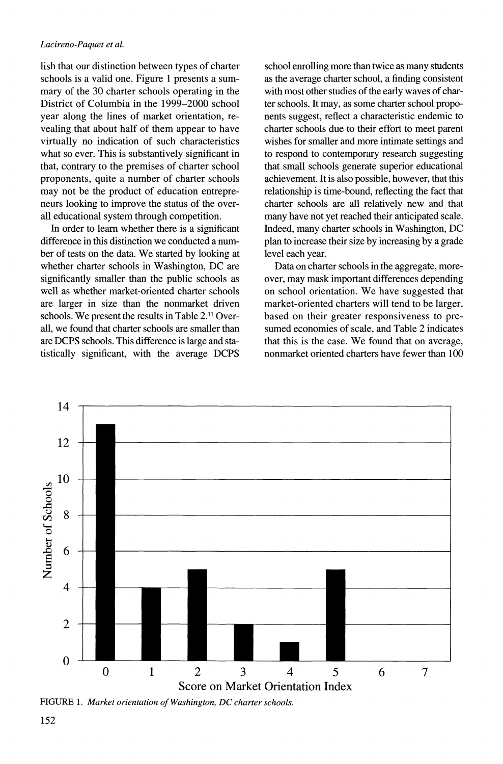lish that our distinction between types of charter schools is a valid one. Figure 1 presents a summary of the 30 charter schools operating in the District of Columbia in the 1999–2000 school year along the lines of market orientation, revealing that about half of them appear to have virtually no indication of such characteristics what so ever. This is substantively significant in that, contrary to the premises of charter school proponents, quite a number of charter schools may not be the product of education entrepreneurs looking to improve the status of the overall educational system through competition.

In order to learn whether there is a significant difference in this distinction we conducted a number of tests on the data. We started by looking at whether charter schools in Washington, DC are significantly smaller than the public schools as well as whether market-oriented charter schools are larger in size than the nonmarket driven schools. We present the results in Table 2.[11] Overall, we found that charter schools are smaller than are DCPS schools. This difference is large and statistically significant, with the average DCPS school enrolling more than twice as many students as the average charter school, a finding consistent with most other studies of the early waves of charter schools. It may, as some charter school proponents suggest, reflect a characteristic endemic to charter schools due to their effort to meet parent wishes for smaller and more intimate settings and to respond to contemporary research suggesting that small schools generate superior educational achievement. It is also possible, however, that this relationship is time-bound, reflecting the fact that charter schools are all relatively new and that many have not yet reached their anticipated scale. Indeed, many charter schools in Washington, DC plan to increase their size by increasing by a grade level each year.

Data on charter schools in the aggregate, moreover, may mask important differences depending on school orientation. We have suggested that market-oriented charters will tend to be larger, based on their greater responsiveness to presumed economies of scale, and Table 2 indicates that this is the case. We found that on average, nonmarket oriented charters have fewer than 100

Number of Schools

14
12
10
8
6
4
2
0

0 1 2 3 4 5 6 7

Score on Market Orientation Index

FIGURE 1. *Market orientation of Washington, DC charter schools.*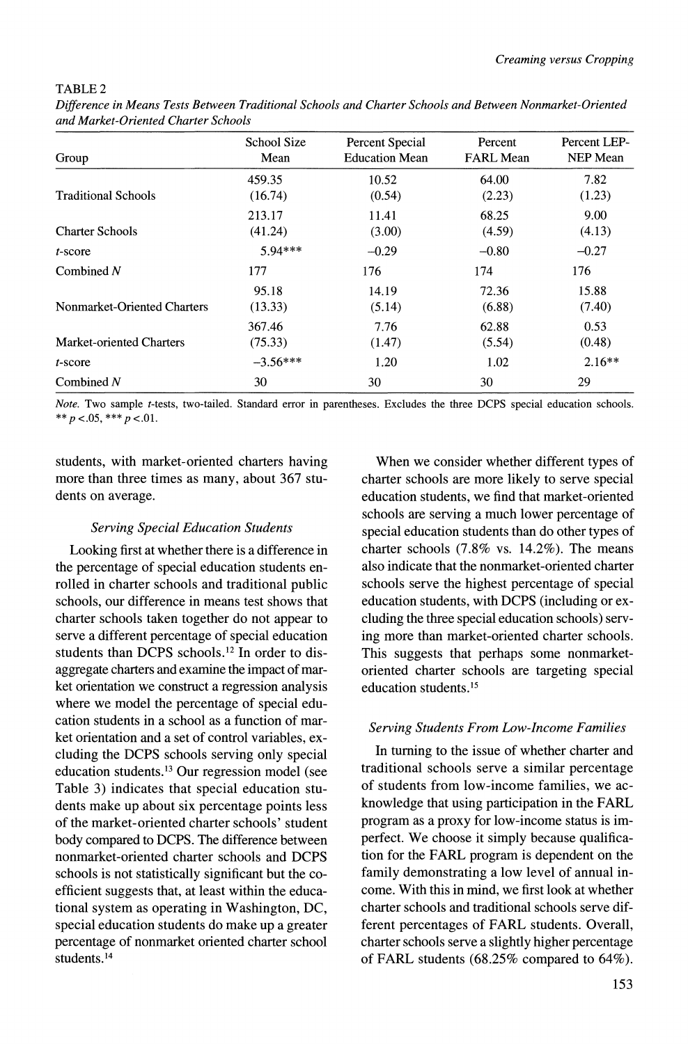TABLE 2

*Difference in Means Tests Between Traditional Schools and Charter Schools and Between Nonmarket-Oriented and Market-Oriented Charter Schools*

| Group | School Size Mean | Percent Special Education Mean | Percent FARL Mean | Percent LEP-NEP Mean |
|---|---|---|---|---|
| Traditional Schools | 459.35 (16.74) | 10.52 (0.54) | 64.00 (2.23) | 7.82 (1.23) |
| Charter Schools | 213.17 (41.24) | 11.41 (3.00) | 68.25 (4.59) | 9.00 (4.13) |
| $t$-score | 5.94*** | –0.29 | –0.80 | –0.27 |
| Combined $N$ | 177 | 176 | 174 | 176 |
| Nonmarket-Oriented Charters | 95.18 (13.33) | 14.19 (5.14) | 72.36 (6.88) | 15.88 (7.40) |
| Market-oriented Charters | 367.46 (75.33) | 7.76 (1.47) | 62.88 (5.54) | 0.53 (0.48) |
| $t$-score | –3.56*** | 1.20 | 1.02 | 2.16** |
| Combined $N$ | 30 | 30 | 30 | 29 |

*Note.* Two sample $t$-tests, two-tailed. Standard error in parentheses. Excludes the three DCPS special education schools. ** $p < .05$, *** $p < .01$.

students, with market-oriented charters having more than three times as many, about 367 students on average.

### *Serving Special Education Students*

Looking first at whether there is a difference in the percentage of special education students enrolled in charter schools and traditional public schools, our difference in means test shows that charter schools taken together do not appear to serve a different percentage of special education students than DCPS schools.[12] In order to disaggregate charters and examine the impact of market orientation we construct a regression analysis where we model the percentage of special education students in a school as a function of market orientation and a set of control variables, excluding the DCPS schools serving only special education students.[13] Our regression model (see Table 3) indicates that special education students make up about six percentage points less of the market-oriented charter schools' student body compared to DCPS. The difference between nonmarket-oriented charter schools and DCPS schools is not statistically significant but the coefficient suggests that, at least within the educational system as operating in Washington, DC, special education students do make up a greater percentage of nonmarket oriented charter school students.[14]

When we consider whether different types of charter schools are more likely to serve special education students, we find that market-oriented schools are serving a much lower percentage of special education students than do other types of charter schools (7.8% vs. 14.2%). The means also indicate that the nonmarket-oriented charter schools serve the highest percentage of special education students, with DCPS (including or excluding the three special education schools) serving more than market-oriented charter schools. This suggests that perhaps some nonmarket-oriented charter schools are targeting special education students.[15]

### *Serving Students From Low-Income Families*

In turning to the issue of whether charter and traditional schools serve a similar percentage of students from low-income families, we acknowledge that using participation in the FARL program as a proxy for low-income status is imperfect. We choose it simply because qualification for the FARL program is dependent on the family demonstrating a low level of annual income. With this in mind, we first look at whether charter schools and traditional schools serve different percentages of FARL students. Overall, charter schools serve a slightly higher percentage of FARL students (68.25% compared to 64%).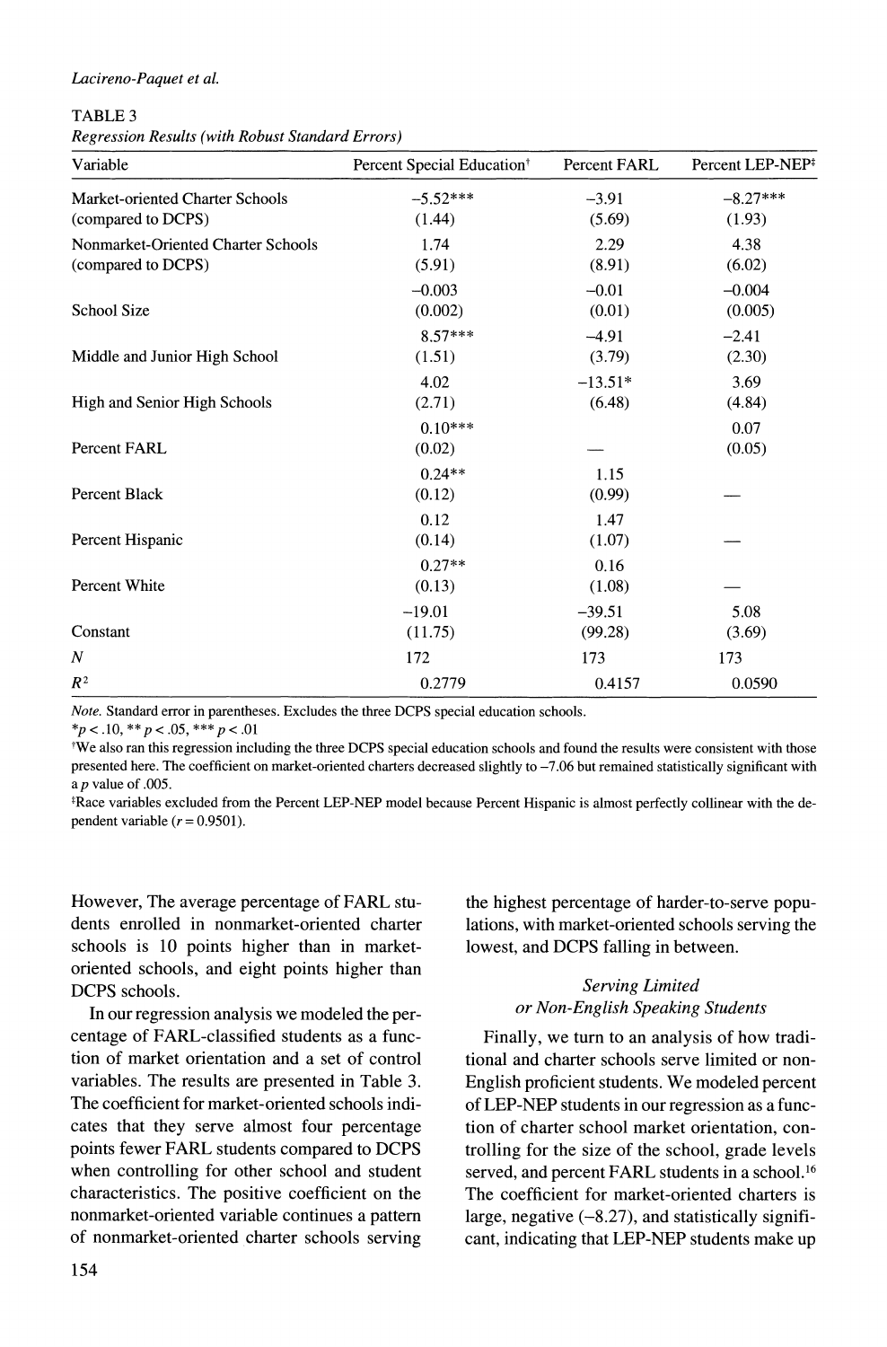TABLE 3

*Regression Results (with Robust Standard Errors)*

| Variable | Percent Special Education† | Percent FARL | Percent LEP-NEP‡ |
|---|---|---|---|
| Market-oriented Charter Schools (compared to DCPS) | −5.52*** (1.44) | −3.91 (5.69) | −8.27*** (1.93) |
| Nonmarket-Oriented Charter Schools (compared to DCPS) | 1.74 (5.91) | 2.29 (8.91) | 4.38 (6.02) |
| School Size | −0.003 (0.002) | −0.01 (0.01) | −0.004 (0.005) |
| Middle and Junior High School | 8.57*** (1.51) | −4.91 (3.79) | −2.41 (2.30) |
| High and Senior High Schools | 4.02 (2.71) | −13.51* (6.48) | 3.69 (4.84) |
| Percent FARL | 0.10*** (0.02) | — | 0.07 (0.05) |
| Percent Black | 0.24** (0.12) | 1.15 (0.99) | — |
| Percent Hispanic | 0.12 (0.14) | 1.47 (1.07) | — |
| Percent White | 0.27** (0.13) | 0.16 (1.08) | — |
| Constant | −19.01 (11.75) | −39.51 (99.28) | 5.08 (3.69) |
| $N$ | 172 | 173 | 173 |
| $R^2$ | 0.2779 | 0.4157 | 0.0590 |

*Note.* Standard error in parentheses. Excludes the three DCPS special education schools.

$^{*}p < .10$, $^{**}p < .05$, $^{***}p < .01$

†We also ran this regression including the three DCPS special education schools and found the results were consistent with those presented here. The coefficient on market-oriented charters decreased slightly to −7.06 but remained statistically significant with a $p$ value of .005.

‡Race variables excluded from the Percent LEP-NEP model because Percent Hispanic is almost perfectly collinear with the dependent variable ($r = 0.9501$).

However, The average percentage of FARL students enrolled in nonmarket-oriented charter schools is 10 points higher than in market-oriented schools, and eight points higher than DCPS schools.

In our regression analysis we modeled the percentage of FARL-classified students as a function of market orientation and a set of control variables. The results are presented in Table 3. The coefficient for market-oriented schools indicates that they serve almost four percentage points fewer FARL students compared to DCPS when controlling for other school and student characteristics. The positive coefficient on the nonmarket-oriented variable continues a pattern of nonmarket-oriented charter schools serving the highest percentage of harder-to-serve populations, with market-oriented schools serving the lowest, and DCPS falling in between.

### *Serving Limited or Non-English Speaking Students*

Finally, we turn to an analysis of how traditional and charter schools serve limited or non-English proficient students. We modeled percent of LEP-NEP students in our regression as a function of charter school market orientation, controlling for the size of the school, grade levels served, and percent FARL students in a school.[16] The coefficient for market-oriented charters is large, negative (−8.27), and statistically significant, indicating that LEP-NEP students make up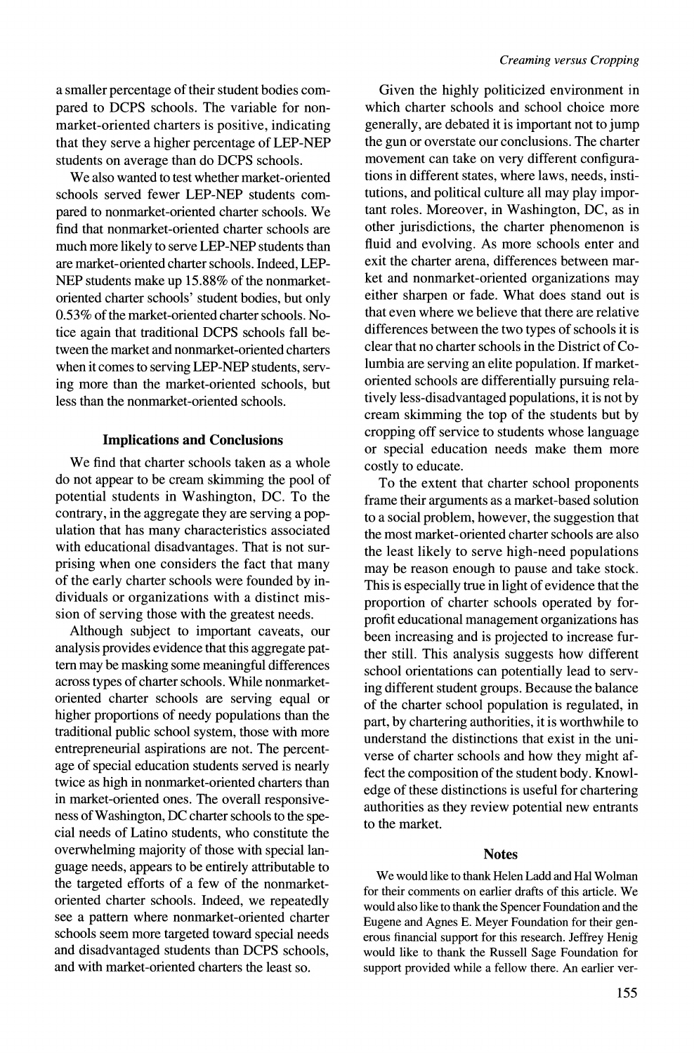a smaller percentage of their student bodies compared to DCPS schools. The variable for nonmarket-oriented charters is positive, indicating that they serve a higher percentage of LEP-NEP students on average than do DCPS schools.

We also wanted to test whether market-oriented schools served fewer LEP-NEP students compared to nonmarket-oriented charter schools. We find that nonmarket-oriented charter schools are much more likely to serve LEP-NEP students than are market-oriented charter schools. Indeed, LEP-NEP students make up 15.88% of the nonmarket-oriented charter schools' student bodies, but only 0.53% of the market-oriented charter schools. Notice again that traditional DCPS schools fall between the market and nonmarket-oriented charters when it comes to serving LEP-NEP students, serving more than the market-oriented schools, but less than the nonmarket-oriented schools.

## Implications and Conclusions

We find that charter schools taken as a whole do not appear to be cream skimming the pool of potential students in Washington, DC. To the contrary, in the aggregate they are serving a population that has many characteristics associated with educational disadvantages. That is not surprising when one considers the fact that many of the early charter schools were founded by individuals or organizations with a distinct mission of serving those with the greatest needs.

Although subject to important caveats, our analysis provides evidence that this aggregate pattern may be masking some meaningful differences across types of charter schools. While nonmarket-oriented charter schools are serving equal or higher proportions of needy populations than the traditional public school system, those with more entrepreneurial aspirations are not. The percentage of special education students served is nearly twice as high in nonmarket-oriented charters than in market-oriented ones. The overall responsiveness of Washington, DC charter schools to the special needs of Latino students, who constitute the overwhelming majority of those with special language needs, appears to be entirely attributable to the targeted efforts of a few of the nonmarket-oriented charter schools. Indeed, we repeatedly see a pattern where nonmarket-oriented charter schools seem more targeted toward special needs and disadvantaged students than DCPS schools, and with market-oriented charters the least so.

Given the highly politicized environment in which charter schools and school choice more generally, are debated it is important not to jump the gun or overstate our conclusions. The charter movement can take on very different configurations in different states, where laws, needs, institutions, and political culture all may play important roles. Moreover, in Washington, DC, as in other jurisdictions, the charter phenomenon is fluid and evolving. As more schools enter and exit the charter arena, differences between market and nonmarket-oriented organizations may either sharpen or fade. What does stand out is that even where we believe that there are relative differences between the two types of schools it is clear that no charter schools in the District of Columbia are serving an elite population. If market-oriented schools are differentially pursuing relatively less-disadvantaged populations, it is not by cream skimming the top of the students but by cropping off service to students whose language or special education needs make them more costly to educate.

To the extent that charter school proponents frame their arguments as a market-based solution to a social problem, however, the suggestion that the most market-oriented charter schools are also the least likely to serve high-need populations may be reason enough to pause and take stock. This is especially true in light of evidence that the proportion of charter schools operated by for-profit educational management organizations has been increasing and is projected to increase further still. This analysis suggests how different school orientations can potentially lead to serving different student groups. Because the balance of the charter school population is regulated, in part, by chartering authorities, it is worthwhile to understand the distinctions that exist in the universe of charter schools and how they might affect the composition of the student body. Knowledge of these distinctions is useful for chartering authorities as they review potential new entrants to the market.

## Notes

We would like to thank Helen Ladd and Hal Wolman for their comments on earlier drafts of this article. We would also like to thank the Spencer Foundation and the Eugene and Agnes E. Meyer Foundation for their generous financial support for this research. Jeffrey Henig would like to thank the Russell Sage Foundation for support provided while a fellow there. An earlier ver-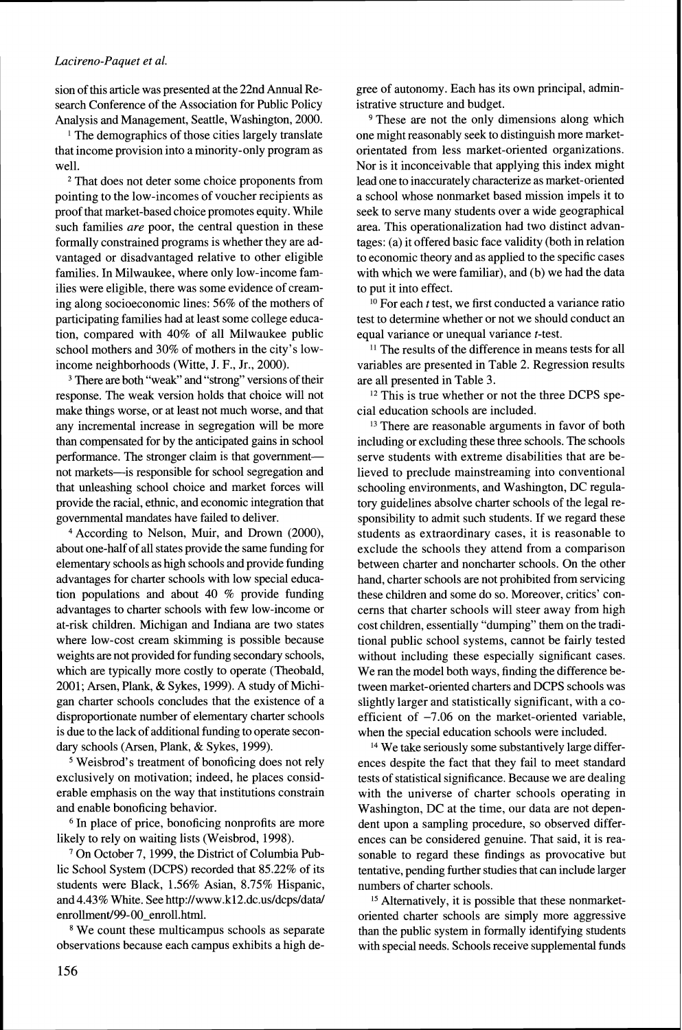sion of this article was presented at the 22nd Annual Research Conference of the Association for Public Policy Analysis and Management, Seattle, Washington, 2000.

[1] The demographics of those cities largely translate that income provision into a minority-only program as well.

[2] That does not deter some choice proponents from pointing to the low-incomes of voucher recipients as proof that market-based choice promotes equity. While such families *are* poor, the central question in these formally constrained programs is whether they are advantaged or disadvantaged relative to other eligible families. In Milwaukee, where only low-income families were eligible, there was some evidence of creaming along socioeconomic lines: 56% of the mothers of participating families had at least some college education, compared with 40% of all Milwaukee public school mothers and 30% of mothers in the city's low-income neighborhoods (Witte, J. F., Jr., 2000).

[3] There are both "weak" and "strong" versions of their response. The weak version holds that choice will not make things worse, or at least not much worse, and that any incremental increase in segregation will be more than compensated for by the anticipated gains in school performance. The stronger claim is that government—not markets—is responsible for school segregation and that unleashing school choice and market forces will provide the racial, ethnic, and economic integration that governmental mandates have failed to deliver.

[4] According to Nelson, Muir, and Drown (2000), about one-half of all states provide the same funding for elementary schools as high schools and provide funding advantages for charter schools with low special education populations and about 40 % provide funding advantages to charter schools with few low-income or at-risk children. Michigan and Indiana are two states where low-cost cream skimming is possible because weights are not provided for funding secondary schools, which are typically more costly to operate (Theobald, 2001; Arsen, Plank, & Sykes, 1999). A study of Michigan charter schools concludes that the existence of a disproportionate number of elementary charter schools is due to the lack of additional funding to operate secondary schools (Arsen, Plank, & Sykes, 1999).

[5] Weisbrod's treatment of bonoficing does not rely exclusively on motivation; indeed, he places considerable emphasis on the way that institutions constrain and enable bonoficing behavior.

[6] In place of price, bonoficing nonprofits are more likely to rely on waiting lists (Weisbrod, 1998).

[7] On October 7, 1999, the District of Columbia Public School System (DCPS) recorded that 85.22% of its students were Black, 1.56% Asian, 8.75% Hispanic, and 4.43% White. See http://www.k12.dc.us/dcps/data/enrollment/99-00_enroll.html.

[8] We count these multicampus schools as separate observations because each campus exhibits a high degree of autonomy. Each has its own principal, administrative structure and budget.

[9] These are not the only dimensions along which one might reasonably seek to distinguish more market-orientated from less market-oriented organizations. Nor is it inconceivable that applying this index might lead one to inaccurately characterize as market-oriented a school whose nonmarket based mission impels it to seek to serve many students over a wide geographical area. This operationalization had two distinct advantages: (a) it offered basic face validity (both in relation to economic theory and as applied to the specific cases with which we were familiar), and (b) we had the data to put it into effect.

[10] For each *t* test, we first conducted a variance ratio test to determine whether or not we should conduct an equal variance or unequal variance *t*-test.

[11] The results of the difference in means tests for all variables are presented in Table 2. Regression results are all presented in Table 3.

[12] This is true whether or not the three DCPS special education schools are included.

[13] There are reasonable arguments in favor of both including or excluding these three schools. The schools serve students with extreme disabilities that are believed to preclude mainstreaming into conventional schooling environments, and Washington, DC regulatory guidelines absolve charter schools of the legal responsibility to admit such students. If we regard these students as extraordinary cases, it is reasonable to exclude the schools they attend from a comparison between charter and noncharter schools. On the other hand, charter schools are not prohibited from servicing these children and some do so. Moreover, critics' concerns that charter schools will steer away from high cost children, essentially "dumping" them on the traditional public school systems, cannot be fairly tested without including these especially significant cases. We ran the model both ways, finding the difference between market-oriented charters and DCPS schools was slightly larger and statistically significant, with a coefficient of −7.06 on the market-oriented variable, when the special education schools were included.

[14] We take seriously some substantively large differences despite the fact that they fail to meet standard tests of statistical significance. Because we are dealing with the universe of charter schools operating in Washington, DC at the time, our data are not dependent upon a sampling procedure, so observed differences can be considered genuine. That said, it is reasonable to regard these findings as provocative but tentative, pending further studies that can include larger numbers of charter schools.

[15] Alternatively, it is possible that these nonmarket-oriented charter schools are simply more aggressive than the public system in formally identifying students with special needs. Schools receive supplemental funds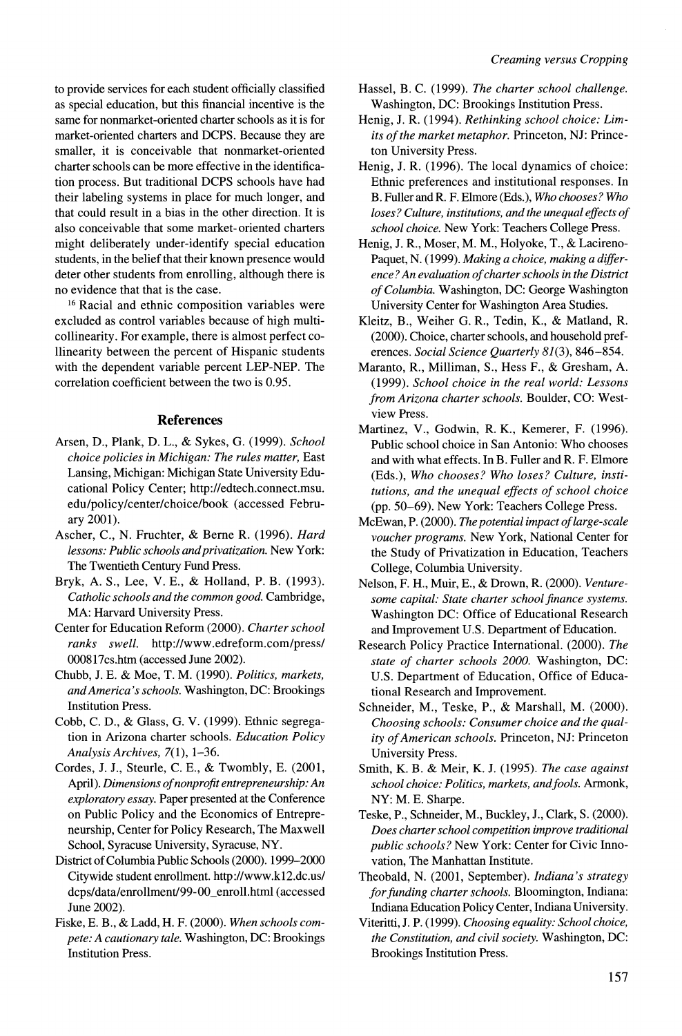to provide services for each student officially classified as special education, but this financial incentive is the same for nonmarket-oriented charter schools as it is for market-oriented charters and DCPS. Because they are smaller, it is conceivable that nonmarket-oriented charter schools can be more effective in the identification process. But traditional DCPS schools have had their labeling systems in place for much longer, and that could result in a bias in the other direction. It is also conceivable that some market-oriented charters might deliberately under-identify special education students, in the belief that their known presence would deter other students from enrolling, although there is no evidence that that is the case.

[16] Racial and ethnic composition variables were excluded as control variables because of high multicollinearity. For example, there is almost perfect collinearity between the percent of Hispanic students with the dependent variable percent LEP-NEP. The correlation coefficient between the two is 0.95.

## References

Arsen, D., Plank, D. L., & Sykes, G. (1999). *School choice policies in Michigan: The rules matter*, East Lansing, Michigan: Michigan State University Educational Policy Center; http://edtech.connect.msu.edu/policy/center/choice/book (accessed February 2001).

Ascher, C., N. Fruchter, & Berne R. (1996). *Hard lessons: Public schools and privatization.* New York: The Twentieth Century Fund Press.

Bryk, A. S., Lee, V. E., & Holland, P. B. (1993). *Catholic schools and the common good.* Cambridge, MA: Harvard University Press.

Center for Education Reform (2000). *Charter school ranks swell.* http://www.edreform.com/press/000817cs.htm (accessed June 2002).

Chubb, J. E. & Moe, T. M. (1990). *Politics, markets, and America's schools.* Washington, DC: Brookings Institution Press.

Cobb, C. D., & Glass, G. V. (1999). Ethnic segregation in Arizona charter schools. *Education Policy Analysis Archives, 7*(1), 1–36.

Cordes, J. J., Steurle, C. E., & Twombly, E. (2001, April). *Dimensions of nonprofit entrepreneurship: An exploratory essay.* Paper presented at the Conference on Public Policy and the Economics of Entrepreneurship, Center for Policy Research, The Maxwell School, Syracuse University, Syracuse, NY.

District of Columbia Public Schools (2000). 1999–2000 Citywide student enrollment. http://www.k12.dc.us/dcps/data/enrollment/99-00_enroll.html (accessed June 2002).

Fiske, E. B., & Ladd, H. F. (2000). *When schools compete: A cautionary tale.* Washington, DC: Brookings Institution Press.

Hassel, B. C. (1999). *The charter school challenge.* Washington, DC: Brookings Institution Press.

Henig, J. R. (1994). *Rethinking school choice: Limits of the market metaphor.* Princeton, NJ: Princeton University Press.

Henig, J. R. (1996). The local dynamics of choice: Ethnic preferences and institutional responses. In B. Fuller and R. F. Elmore (Eds.), *Who chooses? Who loses? Culture, institutions, and the unequal effects of school choice.* New York: Teachers College Press.

Henig, J. R., Moser, M. M., Holyoke, T., & Lacireno-Paquet, N. (1999). *Making a choice, making a difference? An evaluation of charter schools in the District of Columbia.* Washington, DC: George Washington University Center for Washington Area Studies.

Kleitz, B., Weiher G. R., Tedin, K., & Matland, R. (2000). Choice, charter schools, and household preferences. *Social Science Quarterly 81*(3), 846–854.

Maranto, R., Milliman, S., Hess F., & Gresham, A. (1999). *School choice in the real world: Lessons from Arizona charter schools.* Boulder, CO: Westview Press.

Martinez, V., Godwin, R. K., Kemerer, F. (1996). Public school choice in San Antonio: Who chooses and with what effects. In B. Fuller and R. F. Elmore (Eds.), *Who chooses? Who loses? Culture, institutions, and the unequal effects of school choice* (pp. 50–69). New York: Teachers College Press.

McEwan, P. (2000). *The potential impact of large-scale voucher programs.* New York, National Center for the Study of Privatization in Education, Teachers College, Columbia University.

Nelson, F. H., Muir, E., & Drown, R. (2000). *Venturesome capital: State charter school finance systems.* Washington DC: Office of Educational Research and Improvement U.S. Department of Education.

Research Policy Practice International. (2000). *The state of charter schools 2000.* Washington, DC: U.S. Department of Education, Office of Educational Research and Improvement.

Schneider, M., Teske, P., & Marshall, M. (2000). *Choosing schools: Consumer choice and the quality of American schools.* Princeton, NJ: Princeton University Press.

Smith, K. B. & Meir, K. J. (1995). *The case against school choice: Politics, markets, and fools.* Armonk, NY: M. E. Sharpe.

Teske, P., Schneider, M., Buckley, J., Clark, S. (2000). *Does charter school competition improve traditional public schools?* New York: Center for Civic Innovation, The Manhattan Institute.

Theobald, N. (2001, September). *Indiana's strategy for funding charter schools.* Bloomington, Indiana: Indiana Education Policy Center, Indiana University.

Viteritti, J. P. (1999). *Choosing equality: School choice, the Constitution, and civil society.* Washington, DC: Brookings Institution Press.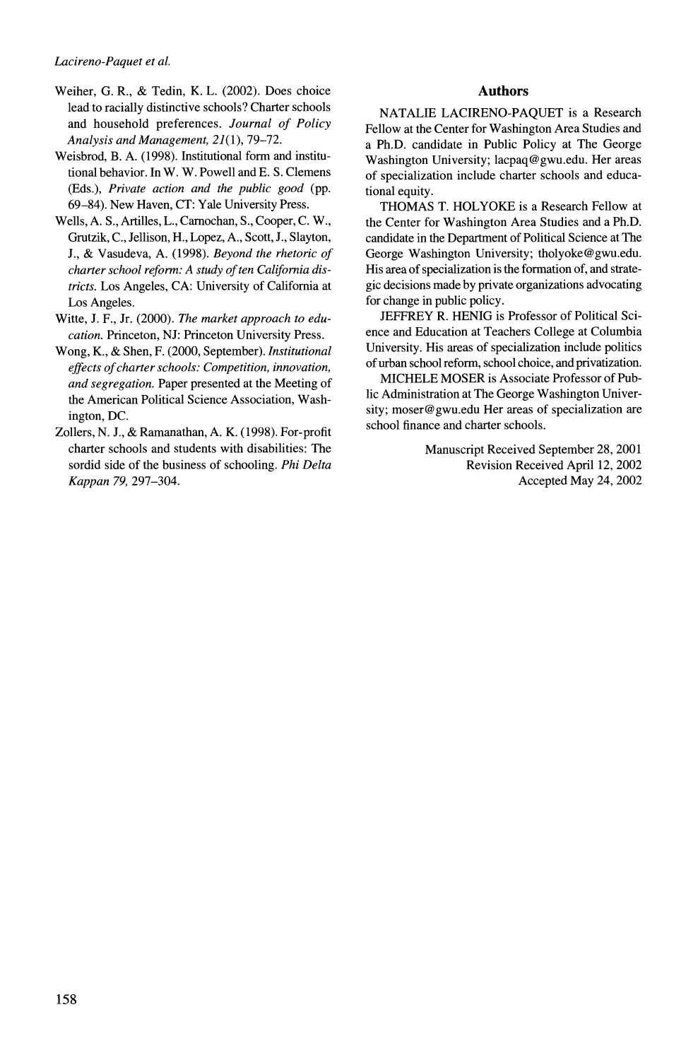Weiher, G. R., & Tedin, K. L. (2002). Does choice lead to racially distinctive schools? Charter schools and household preferences. *Journal of Policy Analysis and Management, 21*(1), 79–72.

Weisbrod, B. A. (1998). Institutional form and institutional behavior. In W. W. Powell and E. S. Clemens (Eds.), *Private action and the public good* (pp. 69–84). New Haven, CT: Yale University Press.

Wells, A. S., Artilles, L., Carnochan, S., Cooper, C. W., Grutzik, C., Jellison, H., Lopez, A., Scott, J., Slayton, J., & Vasudeva, A. (1998). *Beyond the rhetoric of charter school reform: A study of ten California districts.* Los Angeles, CA: University of California at Los Angeles.

Witte, J. F., Jr. (2000). *The market approach to education.* Princeton, NJ: Princeton University Press.

Wong, K., & Shen, F. (2000, September). *Institutional effects of charter schools: Competition, innovation, and segregation.* Paper presented at the Meeting of the American Political Science Association, Washington, DC.

Zollers, N. J., & Ramanathan, A. K. (1998). For-profit charter schools and students with disabilities: The sordid side of the business of schooling. *Phi Delta Kappan 79,* 297–304.

## Authors

NATALIE LACIRENO-PAQUET is a Research Fellow at the Center for Washington Area Studies and a Ph.D. candidate in Public Policy at The George Washington University; lacpaq@gwu.edu. Her areas of specialization include charter schools and educational equity.

THOMAS T. HOLYOKE is a Research Fellow at the Center for Washington Area Studies and a Ph.D. candidate in the Department of Political Science at The George Washington University; tholyoke@gwu.edu. His area of specialization is the formation of, and strategic decisions made by private organizations advocating for change in public policy.

JEFFREY R. HENIG is Professor of Political Science and Education at Teachers College at Columbia University. His areas of specialization include politics of urban school reform, school choice, and privatization.

MICHELE MOSER is Associate Professor of Public Administration at The George Washington University; moser@gwu.edu Her areas of specialization are school finance and charter schools.

Manuscript Received September 28, 2001
Revision Received April 12, 2002
Accepted May 24, 2002